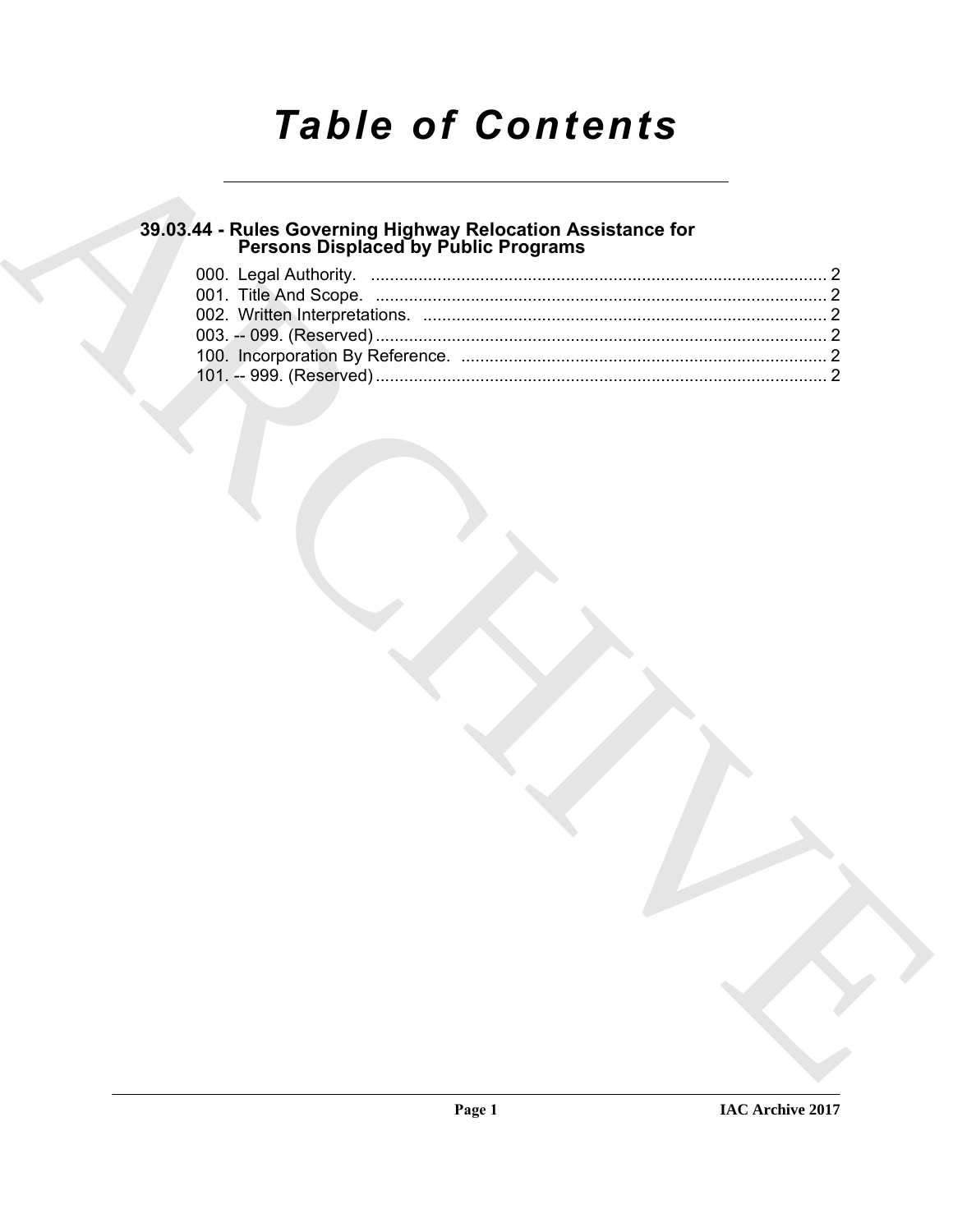# *Table of Contents*

## 39.03.44 - Rules Governing Highway Relocation Assistance for Persons Displaced by Public Programs

000. Legal Authority. ................................................................................................ 2

001. Title And Scope. ............................................................................................... 2

002. Written Interpretations. ..................................................................................... 2

003. -- 099. (Reserved) .............................................................................................. 2

100. Incorporation By Reference. ............................................................................. 2

101. -- 999. (Reserved) .............................................................................................. 2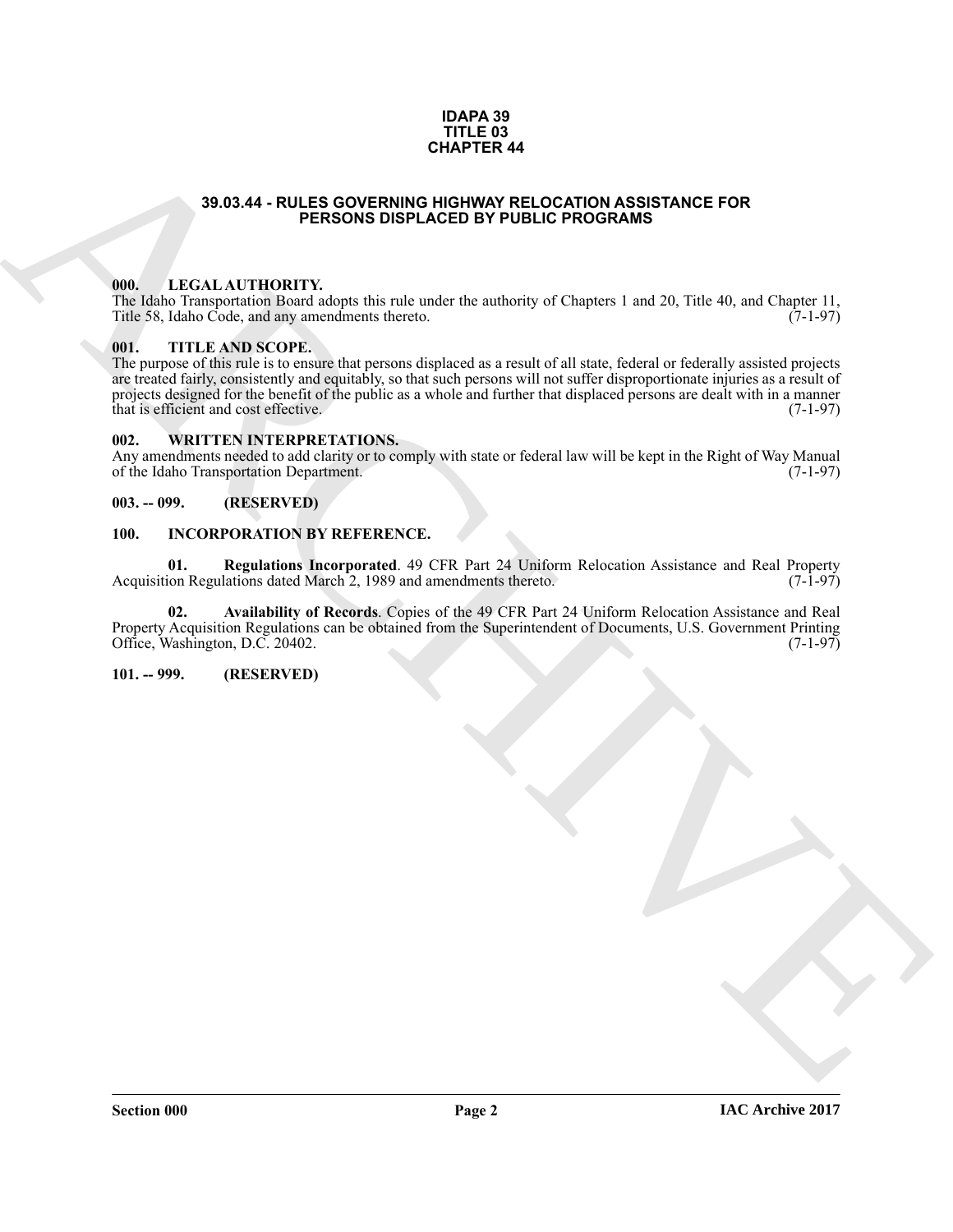# IDAPA 39
# TITLE 03
# CHAPTER 44

## 39.03.44 - RULES GOVERNING HIGHWAY RELOCATION ASSISTANCE FOR PERSONS DISPLACED BY PUBLIC PROGRAMS

### 000. LEGAL AUTHORITY.

The Idaho Transportation Board adopts this rule under the authority of Chapters 1 and 20, Title 40, and Chapter 11, Title 58, Idaho Code, and any amendments thereto. (7-1-97)

### 001. TITLE AND SCOPE.

The purpose of this rule is to ensure that persons displaced as a result of all state, federal or federally assisted projects are treated fairly, consistently and equitably, so that such persons will not suffer disproportionate injuries as a result of projects designed for the benefit of the public as a whole and further that displaced persons are dealt with in a manner that is efficient and cost effective. (7-1-97)

### 002. WRITTEN INTERPRETATIONS.

Any amendments needed to add clarity or to comply with state or federal law will be kept in the Right of Way Manual of the Idaho Transportation Department. (7-1-97)

### 003. -- 099. (RESERVED)

### 100. INCORPORATION BY REFERENCE.

**01. Regulations Incorporated**. 49 CFR Part 24 Uniform Relocation Assistance and Real Property Acquisition Regulations dated March 2, 1989 and amendments thereto. (7-1-97)

**02. Availability of Records**. Copies of the 49 CFR Part 24 Uniform Relocation Assistance and Real Property Acquisition Regulations can be obtained from the Superintendent of Documents, U.S. Government Printing Office, Washington, D.C. 20402. (7-1-97)

### 101. -- 999. (RESERVED)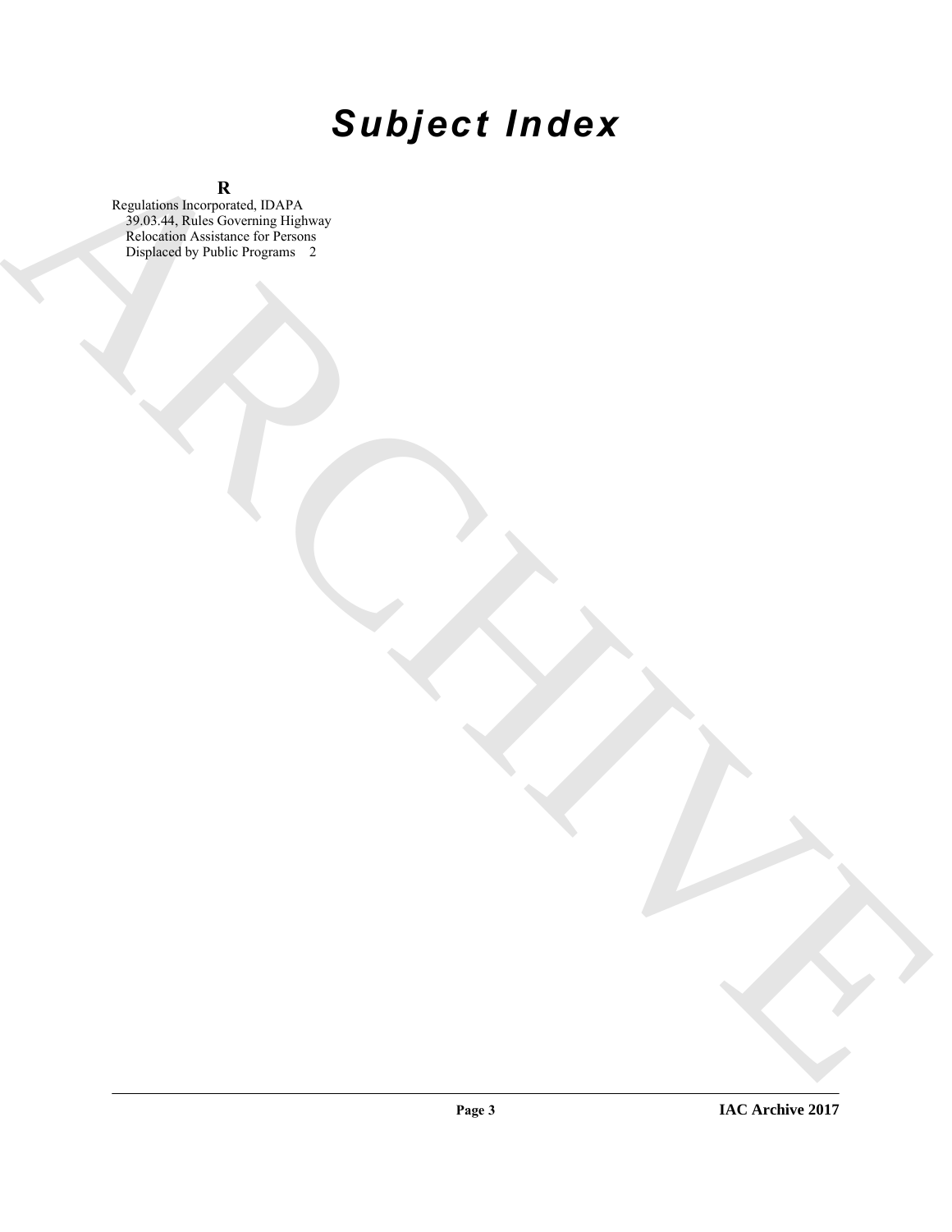# *Subject Index*

**R**

Regulations Incorporated, IDAPA 39.03.44, Rules Governing Highway Relocation Assistance for Persons Displaced by Public Programs 2